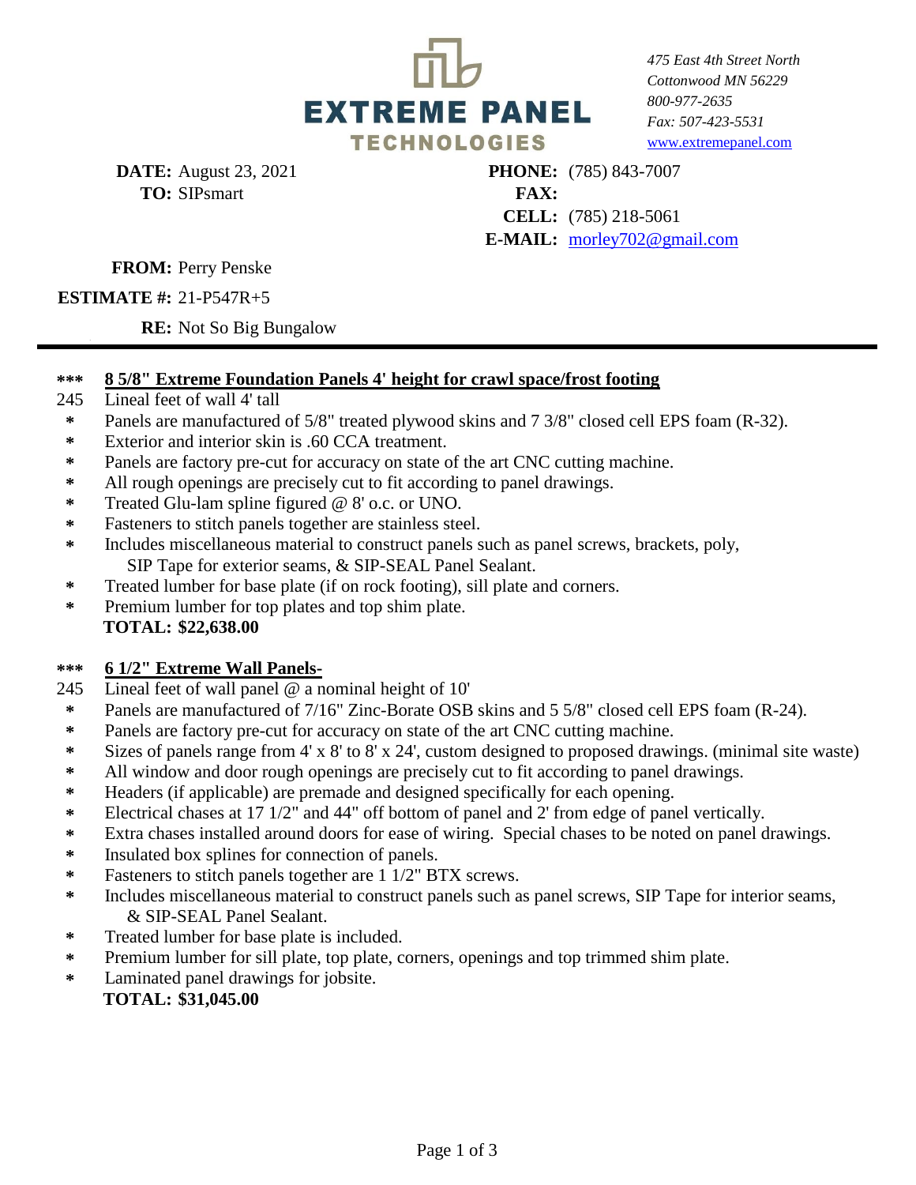# EXTREME PANEL TECHNOLOGIES

*475 East 4th Street North*
*Cottonwood MN 56229*
*800-977-2635*
*Fax: 507-423-5531*
*www.extremepanel.com*

**DATE:** August 23, 2021
**TO:** SIPsmart

**PHONE:** (785) 843-7007
**FAX:**
**CELL:** (785) 218-5061
**E-MAIL:** morley702@gmail.com

**FROM:** Perry Penske

**ESTIMATE #:** 21-P547R+5

**RE:** Not So Big Bungalow

---

**\*\*\*** **8 5/8" Extreme Foundation Panels 4' height for crawl space/frost footing**

245 Lineal feet of wall 4' tall

- Panels are manufactured of 5/8" treated plywood skins and 7 3/8" closed cell EPS foam (R-32).
- Exterior and interior skin is .60 CCA treatment.
- Panels are factory pre-cut for accuracy on state of the art CNC cutting machine.
- All rough openings are precisely cut to fit according to panel drawings.
- Treated Glu-lam spline figured @ 8' o.c. or UNO.
- Fasteners to stitch panels together are stainless steel.
- Includes miscellaneous material to construct panels such as panel screws, brackets, poly, SIP Tape for exterior seams, & SIP-SEAL Panel Sealant.
- Treated lumber for base plate (if on rock footing), sill plate and corners.
- Premium lumber for top plates and top shim plate.

**TOTAL: $22,638.00**

**\*\*\*** **6 1/2" Extreme Wall Panels-**

245 Lineal feet of wall panel @ a nominal height of 10'

- Panels are manufactured of 7/16" Zinc-Borate OSB skins and 5 5/8" closed cell EPS foam (R-24).
- Panels are factory pre-cut for accuracy on state of the art CNC cutting machine.
- Sizes of panels range from 4' x 8' to 8' x 24', custom designed to proposed drawings. (minimal site waste)
- All window and door rough openings are precisely cut to fit according to panel drawings.
- Headers (if applicable) are premade and designed specifically for each opening.
- Electrical chases at 17 1/2" and 44" off bottom of panel and 2' from edge of panel vertically.
- Extra chases installed around doors for ease of wiring. Special chases to be noted on panel drawings.
- Insulated box splines for connection of panels.
- Fasteners to stitch panels together are 1 1/2" BTX screws.
- Includes miscellaneous material to construct panels such as panel screws, SIP Tape for interior seams, & SIP-SEAL Panel Sealant.
- Treated lumber for base plate is included.
- Premium lumber for sill plate, top plate, corners, openings and top trimmed shim plate.
- Laminated panel drawings for jobsite.

**TOTAL: $31,045.00**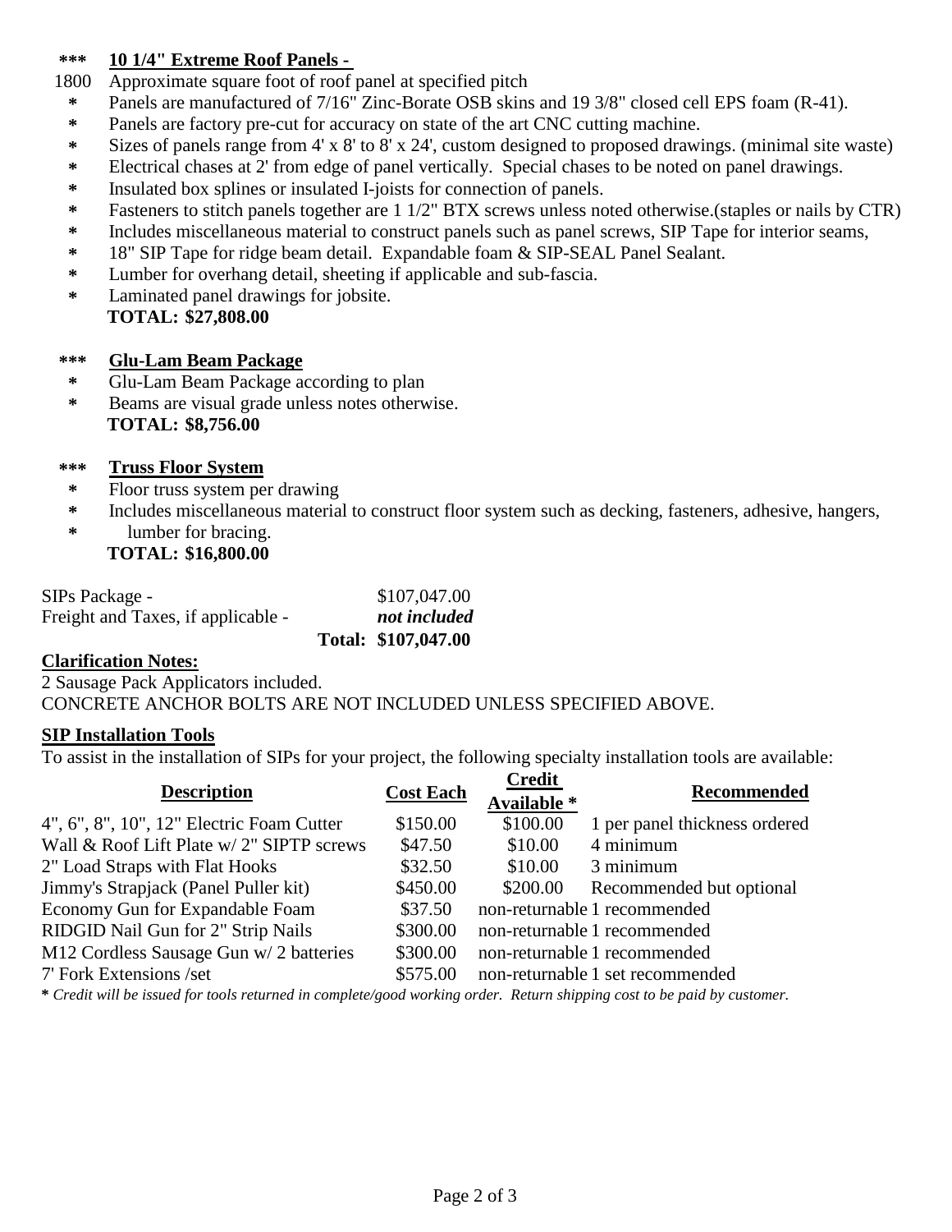**\*\*\* 10 1/4" Extreme Roof Panels -**

1800 Approximate square foot of roof panel at specified pitch

- Panels are manufactured of 7/16" Zinc-Borate OSB skins and 19 3/8" closed cell EPS foam (R-41).
- Panels are factory pre-cut for accuracy on state of the art CNC cutting machine.
- Sizes of panels range from 4' x 8' to 8' x 24', custom designed to proposed drawings. (minimal site waste)
- Electrical chases at 2' from edge of panel vertically. Special chases to be noted on panel drawings.
- Insulated box splines or insulated I-joists for connection of panels.
- Fasteners to stitch panels together are 1 1/2" BTX screws unless noted otherwise.(staples or nails by CTR)
- Includes miscellaneous material to construct panels such as panel screws, SIP Tape for interior seams,
- 18" SIP Tape for ridge beam detail. Expandable foam & SIP-SEAL Panel Sealant.
- Lumber for overhang detail, sheeting if applicable and sub-fascia.
- Laminated panel drawings for jobsite.

**TOTAL: $27,808.00**

**\*\*\* Glu-Lam Beam Package**

- Glu-Lam Beam Package according to plan
- Beams are visual grade unless notes otherwise.

**TOTAL: $8,756.00**

**\*\*\* Truss Floor System**

- Floor truss system per drawing
- Includes miscellaneous material to construct floor system such as decking, fasteners, adhesive, hangers,
- lumber for bracing.

**TOTAL: $16,800.00**

| | |
|---|---|
| SIPs Package - | $107,047.00 |
| Freight and Taxes, if applicable - | ***not included*** |
| **Total:** | **$107,047.00** |

**Clarification Notes:**

2 Sausage Pack Applicators included.
CONCRETE ANCHOR BOLTS ARE NOT INCLUDED UNLESS SPECIFIED ABOVE.

**SIP Installation Tools**

To assist in the installation of SIPs for your project, the following specialty installation tools are available:

| Description | Cost Each | Credit Available * | Recommended |
|---|---|---|---|
| 4", 6", 8", 10", 12" Electric Foam Cutter | $150.00 | $100.00 | 1 per panel thickness ordered |
| Wall & Roof Lift Plate w/ 2" SIPTP screws | $47.50 | $10.00 | 4 minimum |
| 2" Load Straps with Flat Hooks | $32.50 | $10.00 | 3 minimum |
| Jimmy's Strapjack (Panel Puller kit) | $450.00 | $200.00 | Recommended but optional |
| Economy Gun for Expandable Foam | $37.50 | non-returnable | 1 recommended |
| RIDGID Nail Gun for 2" Strip Nails | $300.00 | non-returnable | 1 recommended |
| M12 Cordless Sausage Gun w/ 2 batteries | $300.00 | non-returnable | 1 recommended |
| 7' Fork Extensions /set | $575.00 | non-returnable | 1 set recommended |

**\*** *Credit will be issued for tools returned in complete/good working order. Return shipping cost to be paid by customer.*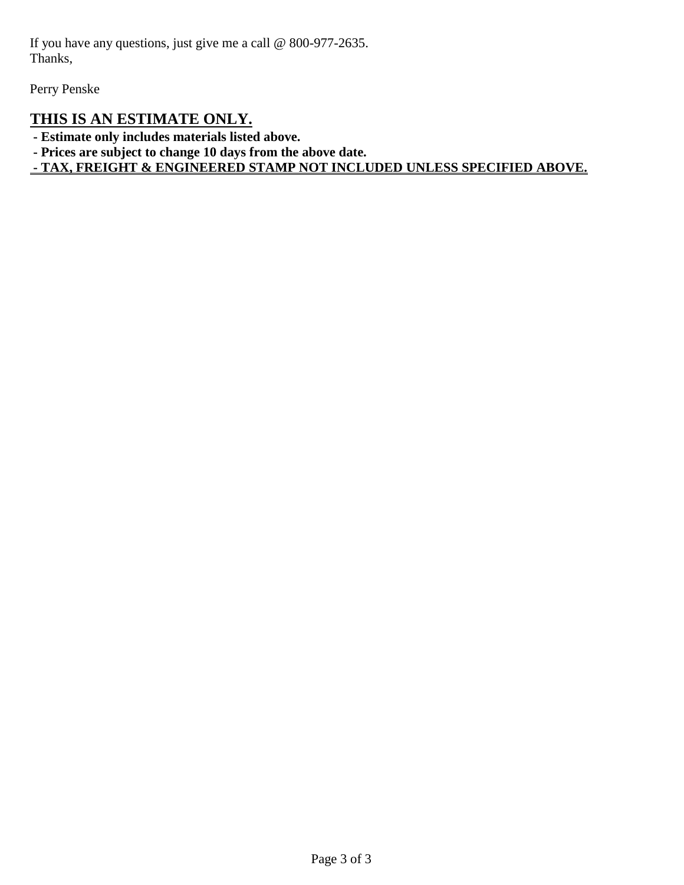If you have any questions, just give me a call @ 800-977-2635.
Thanks,

Perry Penske

## THIS IS AN ESTIMATE ONLY.

**- Estimate only includes materials listed above.**
**- Prices are subject to change 10 days from the above date.**
**- TAX, FREIGHT & ENGINEERED STAMP NOT INCLUDED UNLESS SPECIFIED ABOVE.**